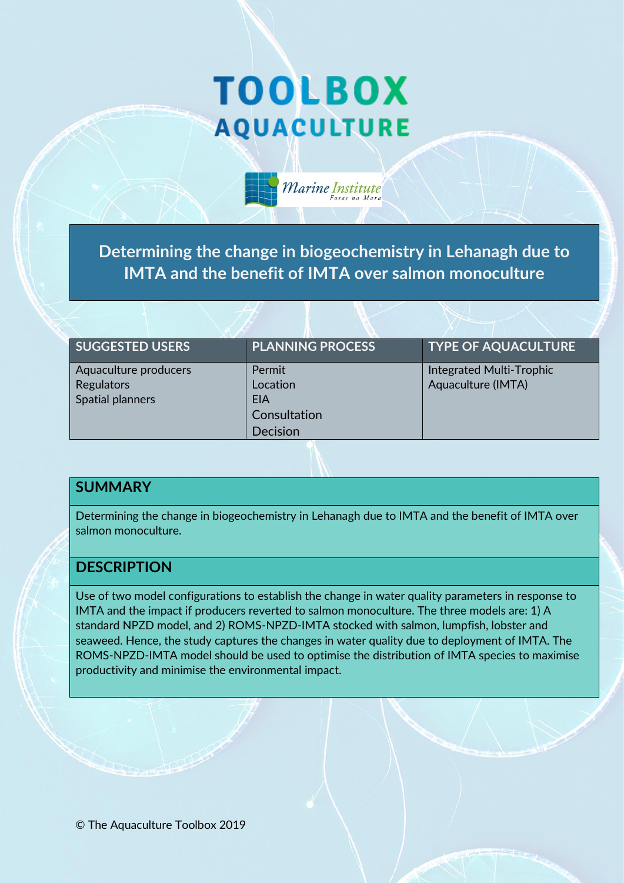# TOOLBOX AQUACULTURE

Marine Institute
Foras na Mara

## Determining the change in biogeochemistry in Lehanagh due to IMTA and the benefit of IMTA over salmon monoculture

| SUGGESTED USERS | PLANNING PROCESS | TYPE OF AQUACULTURE |
|---|---|---|
| Aquaculture producers<br>Regulators<br>Spatial planners | Permit<br>Location<br>EIA<br>Consultation<br>Decision | Integrated Multi-Trophic Aquaculture (IMTA) |

## SUMMARY

Determining the change in biogeochemistry in Lehanagh due to IMTA and the benefit of IMTA over salmon monoculture.

## DESCRIPTION

Use of two model configurations to establish the change in water quality parameters in response to IMTA and the impact if producers reverted to salmon monoculture. The three models are: 1) A standard NPZD model, and 2) ROMS-NPZD-IMTA stocked with salmon, lumpfish, lobster and seaweed. Hence, the study captures the changes in water quality due to deployment of IMTA. The ROMS-NPZD-IMTA model should be used to optimise the distribution of IMTA species to maximise productivity and minimise the environmental impact.

© The Aquaculture Toolbox 2019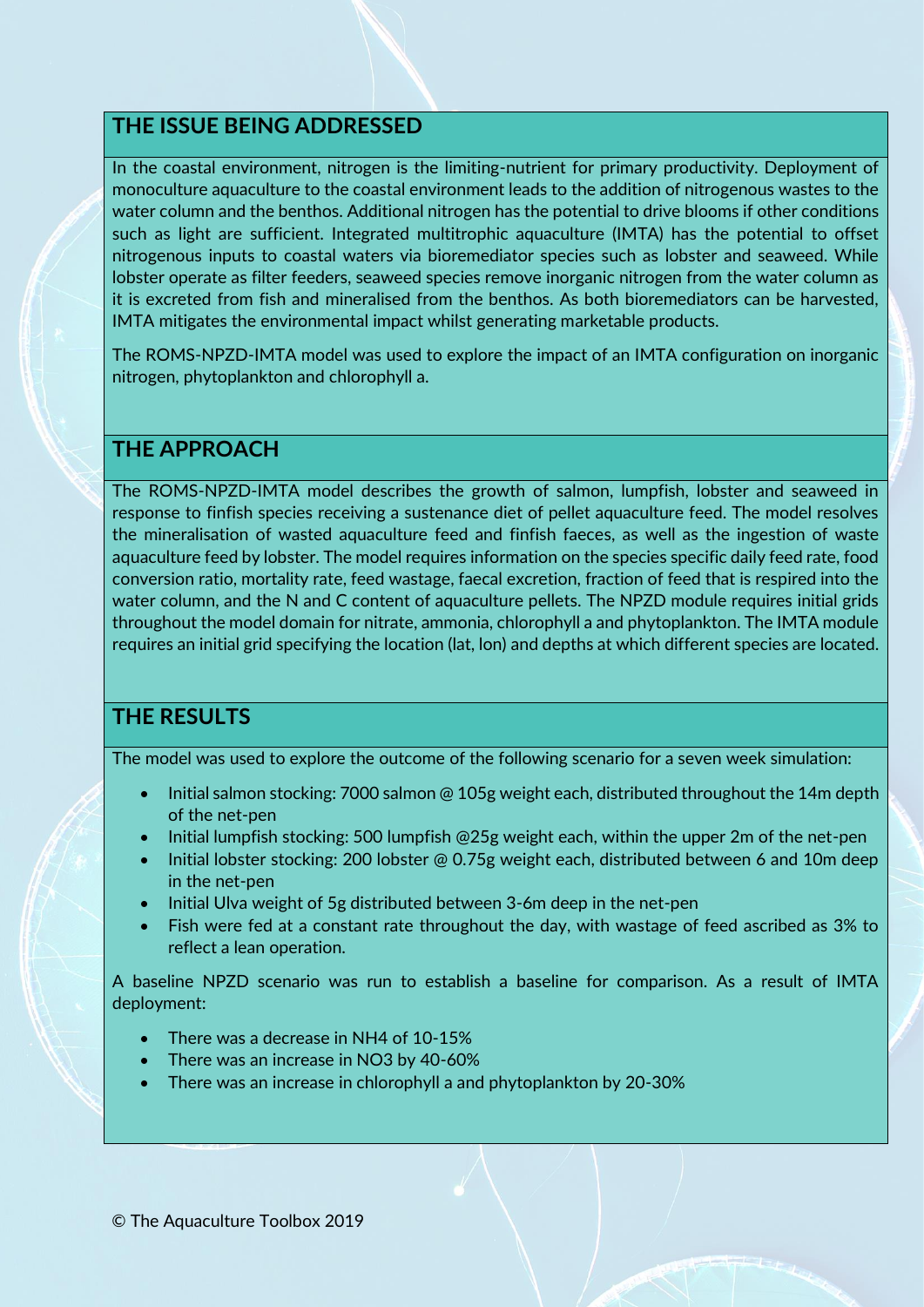## THE ISSUE BEING ADDRESSED

In the coastal environment, nitrogen is the limiting-nutrient for primary productivity. Deployment of monoculture aquaculture to the coastal environment leads to the addition of nitrogenous wastes to the water column and the benthos. Additional nitrogen has the potential to drive blooms if other conditions such as light are sufficient. Integrated multitrophic aquaculture (IMTA) has the potential to offset nitrogenous inputs to coastal waters via bioremediator species such as lobster and seaweed. While lobster operate as filter feeders, seaweed species remove inorganic nitrogen from the water column as it is excreted from fish and mineralised from the benthos. As both bioremediators can be harvested, IMTA mitigates the environmental impact whilst generating marketable products.

The ROMS-NPZD-IMTA model was used to explore the impact of an IMTA configuration on inorganic nitrogen, phytoplankton and chlorophyll a.

## THE APPROACH

The ROMS-NPZD-IMTA model describes the growth of salmon, lumpfish, lobster and seaweed in response to finfish species receiving a sustenance diet of pellet aquaculture feed. The model resolves the mineralisation of wasted aquaculture feed and finfish faeces, as well as the ingestion of waste aquaculture feed by lobster. The model requires information on the species specific daily feed rate, food conversion ratio, mortality rate, feed wastage, faecal excretion, fraction of feed that is respired into the water column, and the N and C content of aquaculture pellets. The NPZD module requires initial grids throughout the model domain for nitrate, ammonia, chlorophyll a and phytoplankton. The IMTA module requires an initial grid specifying the location (lat, lon) and depths at which different species are located.

## THE RESULTS

The model was used to explore the outcome of the following scenario for a seven week simulation:

- Initial salmon stocking: 7000 salmon @ 105g weight each, distributed throughout the 14m depth of the net-pen
- Initial lumpfish stocking: 500 lumpfish @25g weight each, within the upper 2m of the net-pen
- Initial lobster stocking: 200 lobster @ 0.75g weight each, distributed between 6 and 10m deep in the net-pen
- Initial Ulva weight of 5g distributed between 3-6m deep in the net-pen
- Fish were fed at a constant rate throughout the day, with wastage of feed ascribed as 3% to reflect a lean operation.

A baseline NPZD scenario was run to establish a baseline for comparison. As a result of IMTA deployment:

- There was a decrease in NH4 of 10-15%
- There was an increase in NO3 by 40-60%
- There was an increase in chlorophyll a and phytoplankton by 20-30%

© The Aquaculture Toolbox 2019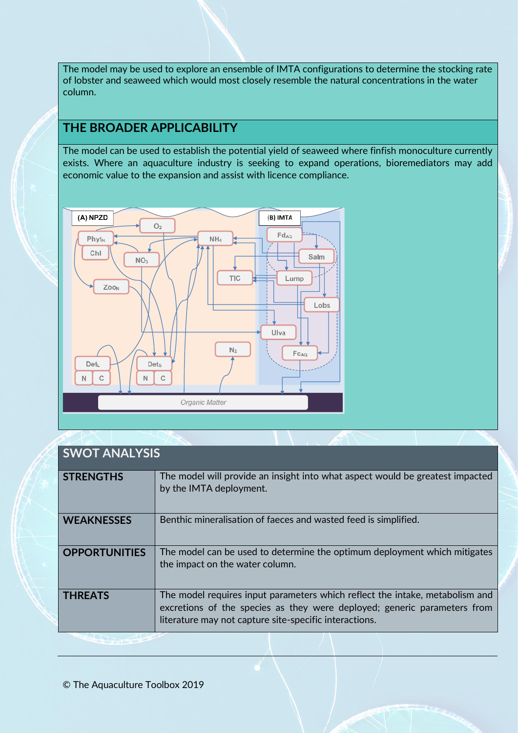The model may be used to explore an ensemble of IMTA configurations to determine the stocking rate of lobster and seaweed which would most closely resemble the natural concentrations in the water column.

## THE BROADER APPLICABILITY

The model can be used to establish the potential yield of seaweed where finfish monoculture currently exists. Where an aquaculture industry is seeking to expand operations, bioremediators may add economic value to the expansion and assist with licence compliance.

## SWOT ANALYSIS

| | |
|---|---|
| **STRENGTHS** | The model will provide an insight into what aspect would be greatest impacted by the IMTA deployment. |
| **WEAKNESSES** | Benthic mineralisation of faeces and wasted feed is simplified. |
| **OPPORTUNITIES** | The model can be used to determine the optimum deployment which mitigates the impact on the water column. |
| **THREATS** | The model requires input parameters which reflect the intake, metabolism and excretions of the species as they were deployed; generic parameters from literature may not capture site-specific interactions. |

© The Aquaculture Toolbox 2019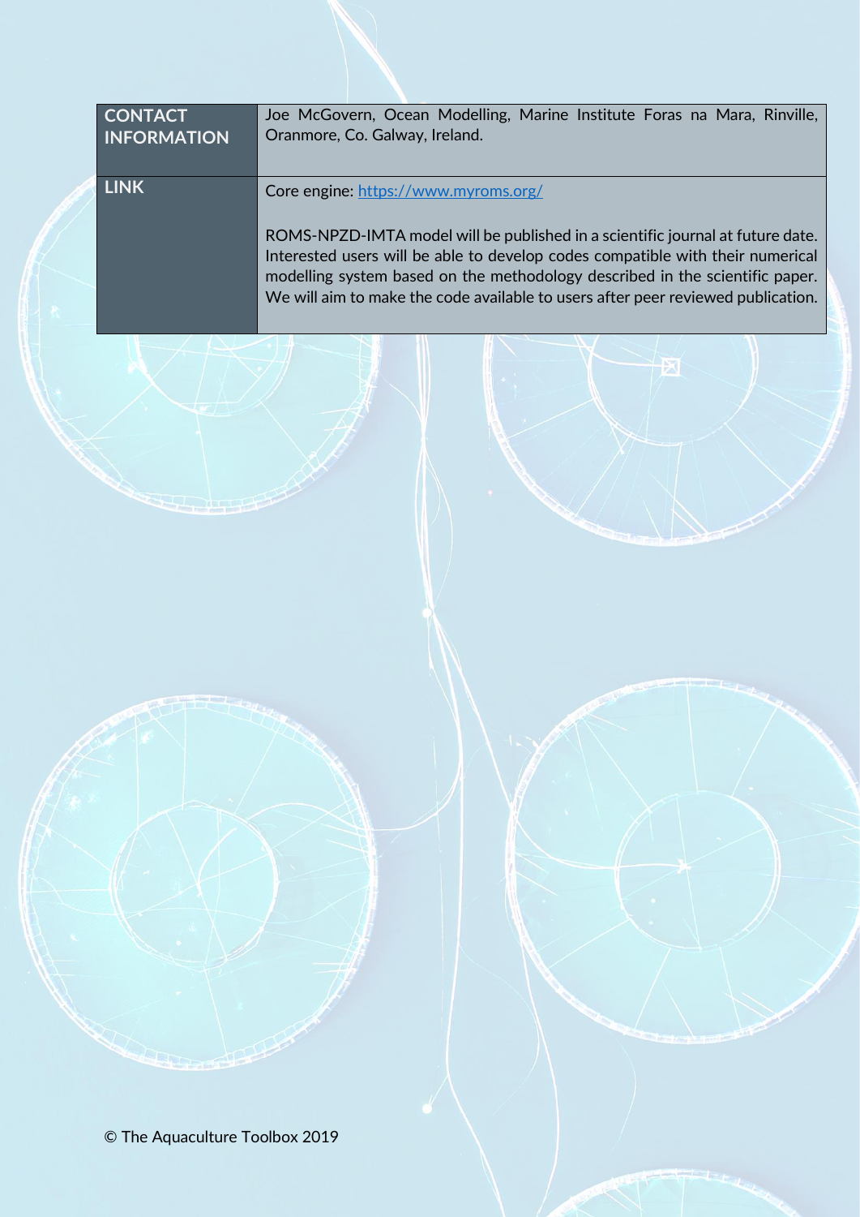| | |
|---|---|
| **CONTACT INFORMATION** | Joe McGovern, Ocean Modelling, Marine Institute Foras na Mara, Rinville, Oranmore, Co. Galway, Ireland. |
| **LINK** | Core engine: [https://www.myroms.org/](https://www.myroms.org/)<br><br>ROMS-NPZD-IMTA model will be published in a scientific journal at future date. Interested users will be able to develop codes compatible with their numerical modelling system based on the methodology described in the scientific paper. We will aim to make the code available to users after peer reviewed publication. |

© The Aquaculture Toolbox 2019